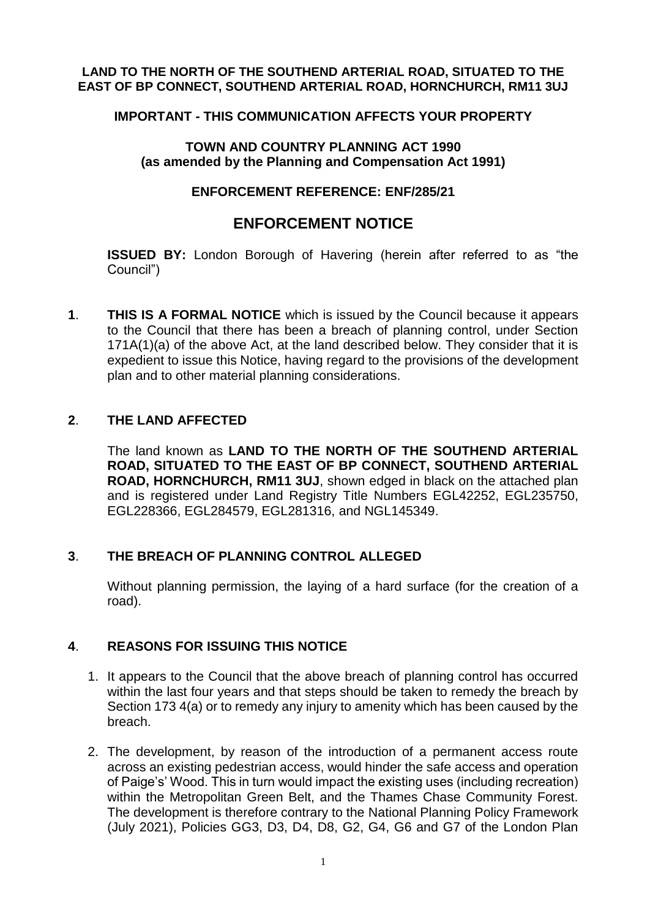**LAND TO THE NORTH OF THE SOUTHEND ARTERIAL ROAD, SITUATED TO THE EAST OF BP CONNECT, SOUTHEND ARTERIAL ROAD, HORNCHURCH, RM11 3UJ**

**IMPORTANT - THIS COMMUNICATION AFFECTS YOUR PROPERTY**

**TOWN AND COUNTRY PLANNING ACT 1990**
**(as amended by the Planning and Compensation Act 1991)**

**ENFORCEMENT REFERENCE: ENF/285/21**

# ENFORCEMENT NOTICE

**ISSUED BY:** London Borough of Havering (herein after referred to as "the Council")

**1**. **THIS IS A FORMAL NOTICE** which is issued by the Council because it appears to the Council that there has been a breach of planning control, under Section 171A(1)(a) of the above Act, at the land described below. They consider that it is expedient to issue this Notice, having regard to the provisions of the development plan and to other material planning considerations.

**2**. **THE LAND AFFECTED**

The land known as **LAND TO THE NORTH OF THE SOUTHEND ARTERIAL ROAD, SITUATED TO THE EAST OF BP CONNECT, SOUTHEND ARTERIAL ROAD, HORNCHURCH, RM11 3UJ**, shown edged in black on the attached plan and is registered under Land Registry Title Numbers EGL42252, EGL235750, EGL228366, EGL284579, EGL281316, and NGL145349.

**3**. **THE BREACH OF PLANNING CONTROL ALLEGED**

Without planning permission, the laying of a hard surface (for the creation of a road).

**4**. **REASONS FOR ISSUING THIS NOTICE**

1. It appears to the Council that the above breach of planning control has occurred within the last four years and that steps should be taken to remedy the breach by Section 173 4(a) or to remedy any injury to amenity which has been caused by the breach.

2. The development, by reason of the introduction of a permanent access route across an existing pedestrian access, would hinder the safe access and operation of Paige's' Wood. This in turn would impact the existing uses (including recreation) within the Metropolitan Green Belt, and the Thames Chase Community Forest. The development is therefore contrary to the National Planning Policy Framework (July 2021), Policies GG3, D3, D4, D8, G2, G4, G6 and G7 of the London Plan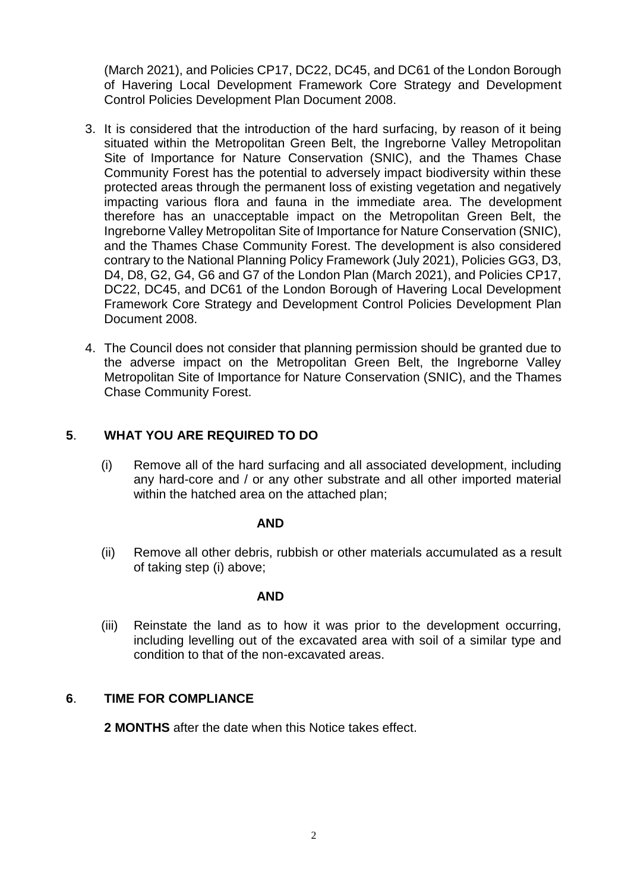(March 2021), and Policies CP17, DC22, DC45, and DC61 of the London Borough of Havering Local Development Framework Core Strategy and Development Control Policies Development Plan Document 2008.

3. It is considered that the introduction of the hard surfacing, by reason of it being situated within the Metropolitan Green Belt, the Ingreborne Valley Metropolitan Site of Importance for Nature Conservation (SNIC), and the Thames Chase Community Forest has the potential to adversely impact biodiversity within these protected areas through the permanent loss of existing vegetation and negatively impacting various flora and fauna in the immediate area. The development therefore has an unacceptable impact on the Metropolitan Green Belt, the Ingreborne Valley Metropolitan Site of Importance for Nature Conservation (SNIC), and the Thames Chase Community Forest. The development is also considered contrary to the National Planning Policy Framework (July 2021), Policies GG3, D3, D4, D8, G2, G4, G6 and G7 of the London Plan (March 2021), and Policies CP17, DC22, DC45, and DC61 of the London Borough of Havering Local Development Framework Core Strategy and Development Control Policies Development Plan Document 2008.

4. The Council does not consider that planning permission should be granted due to the adverse impact on the Metropolitan Green Belt, the Ingreborne Valley Metropolitan Site of Importance for Nature Conservation (SNIC), and the Thames Chase Community Forest.

## 5. WHAT YOU ARE REQUIRED TO DO

(i) Remove all of the hard surfacing and all associated development, including any hard-core and / or any other substrate and all other imported material within the hatched area on the attached plan;

**AND**

(ii) Remove all other debris, rubbish or other materials accumulated as a result of taking step (i) above;

**AND**

(iii) Reinstate the land as to how it was prior to the development occurring, including levelling out of the excavated area with soil of a similar type and condition to that of the non-excavated areas.

## 6. TIME FOR COMPLIANCE

**2 MONTHS** after the date when this Notice takes effect.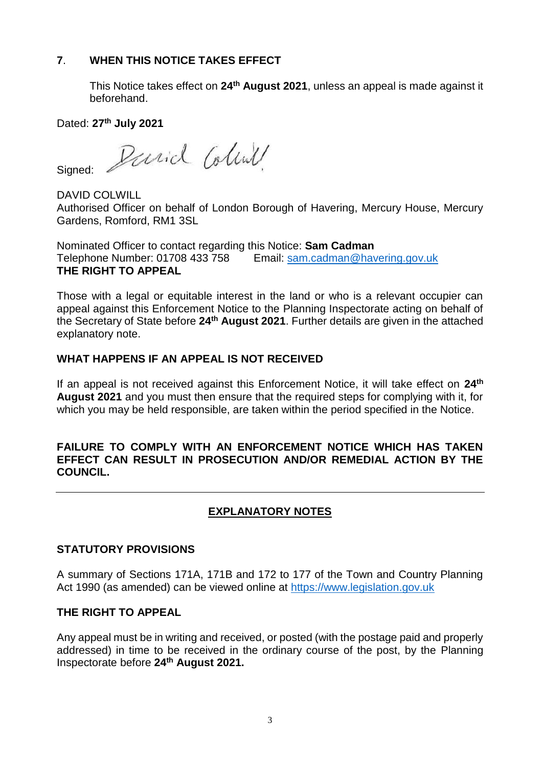## **7**. **WHEN THIS NOTICE TAKES EFFECT**

This Notice takes effect on **24th August 2021**, unless an appeal is made against it beforehand.

Dated: **27th July 2021**

Signed: David Colwill

DAVID COLWILL
Authorised Officer on behalf of London Borough of Havering, Mercury House, Mercury Gardens, Romford, RM1 3SL

Nominated Officer to contact regarding this Notice: **Sam Cadman**
Telephone Number: 01708 433 758 Email: sam.cadman@havering.gov.uk

**THE RIGHT TO APPEAL**

Those with a legal or equitable interest in the land or who is a relevant occupier can appeal against this Enforcement Notice to the Planning Inspectorate acting on behalf of the Secretary of State before **24th August 2021**. Further details are given in the attached explanatory note.

**WHAT HAPPENS IF AN APPEAL IS NOT RECEIVED**

If an appeal is not received against this Enforcement Notice, it will take effect on **24th August 2021** and you must then ensure that the required steps for complying with it, for which you may be held responsible, are taken within the period specified in the Notice.

**FAILURE TO COMPLY WITH AN ENFORCEMENT NOTICE WHICH HAS TAKEN EFFECT CAN RESULT IN PROSECUTION AND/OR REMEDIAL ACTION BY THE COUNCIL.**

---

## **EXPLANATORY NOTES**

**STATUTORY PROVISIONS**

A summary of Sections 171A, 171B and 172 to 177 of the Town and Country Planning Act 1990 (as amended) can be viewed online at https://www.legislation.gov.uk

**THE RIGHT TO APPEAL**

Any appeal must be in writing and received, or posted (with the postage paid and properly addressed) in time to be received in the ordinary course of the post, by the Planning Inspectorate before **24th August 2021.**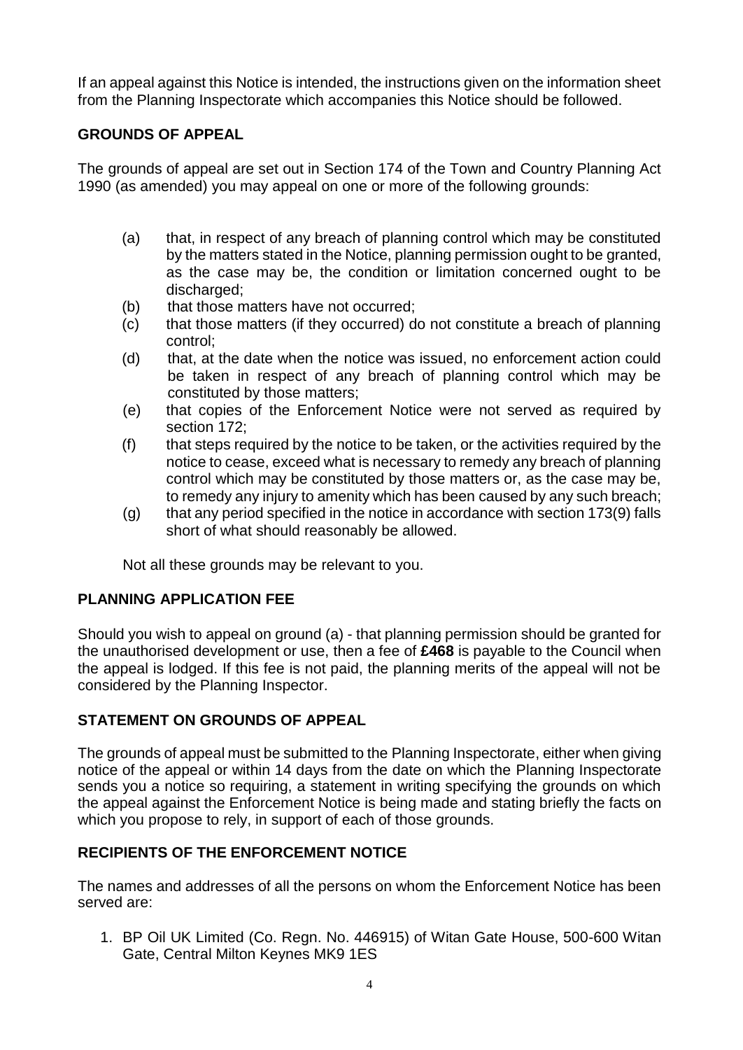If an appeal against this Notice is intended, the instructions given on the information sheet from the Planning Inspectorate which accompanies this Notice should be followed.

## GROUNDS OF APPEAL

The grounds of appeal are set out in Section 174 of the Town and Country Planning Act 1990 (as amended) you may appeal on one or more of the following grounds:

(a) that, in respect of any breach of planning control which may be constituted by the matters stated in the Notice, planning permission ought to be granted, as the case may be, the condition or limitation concerned ought to be discharged;

(b) that those matters have not occurred;

(c) that those matters (if they occurred) do not constitute a breach of planning control;

(d) that, at the date when the notice was issued, no enforcement action could be taken in respect of any breach of planning control which may be constituted by those matters;

(e) that copies of the Enforcement Notice were not served as required by section 172;

(f) that steps required by the notice to be taken, or the activities required by the notice to cease, exceed what is necessary to remedy any breach of planning control which may be constituted by those matters or, as the case may be, to remedy any injury to amenity which has been caused by any such breach;

(g) that any period specified in the notice in accordance with section 173(9) falls short of what should reasonably be allowed.

Not all these grounds may be relevant to you.

## PLANNING APPLICATION FEE

Should you wish to appeal on ground (a) - that planning permission should be granted for the unauthorised development or use, then a fee of **£468** is payable to the Council when the appeal is lodged. If this fee is not paid, the planning merits of the appeal will not be considered by the Planning Inspector.

## STATEMENT ON GROUNDS OF APPEAL

The grounds of appeal must be submitted to the Planning Inspectorate, either when giving notice of the appeal or within 14 days from the date on which the Planning Inspectorate sends you a notice so requiring, a statement in writing specifying the grounds on which the appeal against the Enforcement Notice is being made and stating briefly the facts on which you propose to rely, in support of each of those grounds.

## RECIPIENTS OF THE ENFORCEMENT NOTICE

The names and addresses of all the persons on whom the Enforcement Notice has been served are:

1. BP Oil UK Limited (Co. Regn. No. 446915) of Witan Gate House, 500-600 Witan Gate, Central Milton Keynes MK9 1ES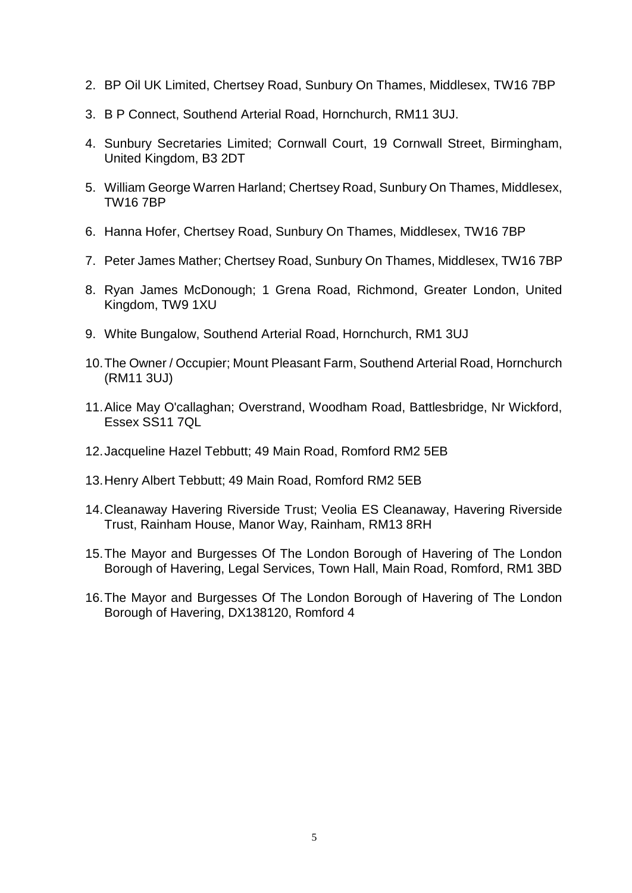2. BP Oil UK Limited, Chertsey Road, Sunbury On Thames, Middlesex, TW16 7BP
3. B P Connect, Southend Arterial Road, Hornchurch, RM11 3UJ.
4. Sunbury Secretaries Limited; Cornwall Court, 19 Cornwall Street, Birmingham, United Kingdom, B3 2DT
5. William George Warren Harland; Chertsey Road, Sunbury On Thames, Middlesex, TW16 7BP
6. Hanna Hofer, Chertsey Road, Sunbury On Thames, Middlesex, TW16 7BP
7. Peter James Mather; Chertsey Road, Sunbury On Thames, Middlesex, TW16 7BP
8. Ryan James McDonough; 1 Grena Road, Richmond, Greater London, United Kingdom, TW9 1XU
9. White Bungalow, Southend Arterial Road, Hornchurch, RM1 3UJ
10. The Owner / Occupier; Mount Pleasant Farm, Southend Arterial Road, Hornchurch (RM11 3UJ)
11. Alice May O'callaghan; Overstrand, Woodham Road, Battlesbridge, Nr Wickford, Essex SS11 7QL
12. Jacqueline Hazel Tebbutt; 49 Main Road, Romford RM2 5EB
13. Henry Albert Tebbutt; 49 Main Road, Romford RM2 5EB
14. Cleanaway Havering Riverside Trust; Veolia ES Cleanaway, Havering Riverside Trust, Rainham House, Manor Way, Rainham, RM13 8RH
15. The Mayor and Burgesses Of The London Borough of Havering of The London Borough of Havering, Legal Services, Town Hall, Main Road, Romford, RM1 3BD
16. The Mayor and Burgesses Of The London Borough of Havering of The London Borough of Havering, DX138120, Romford 4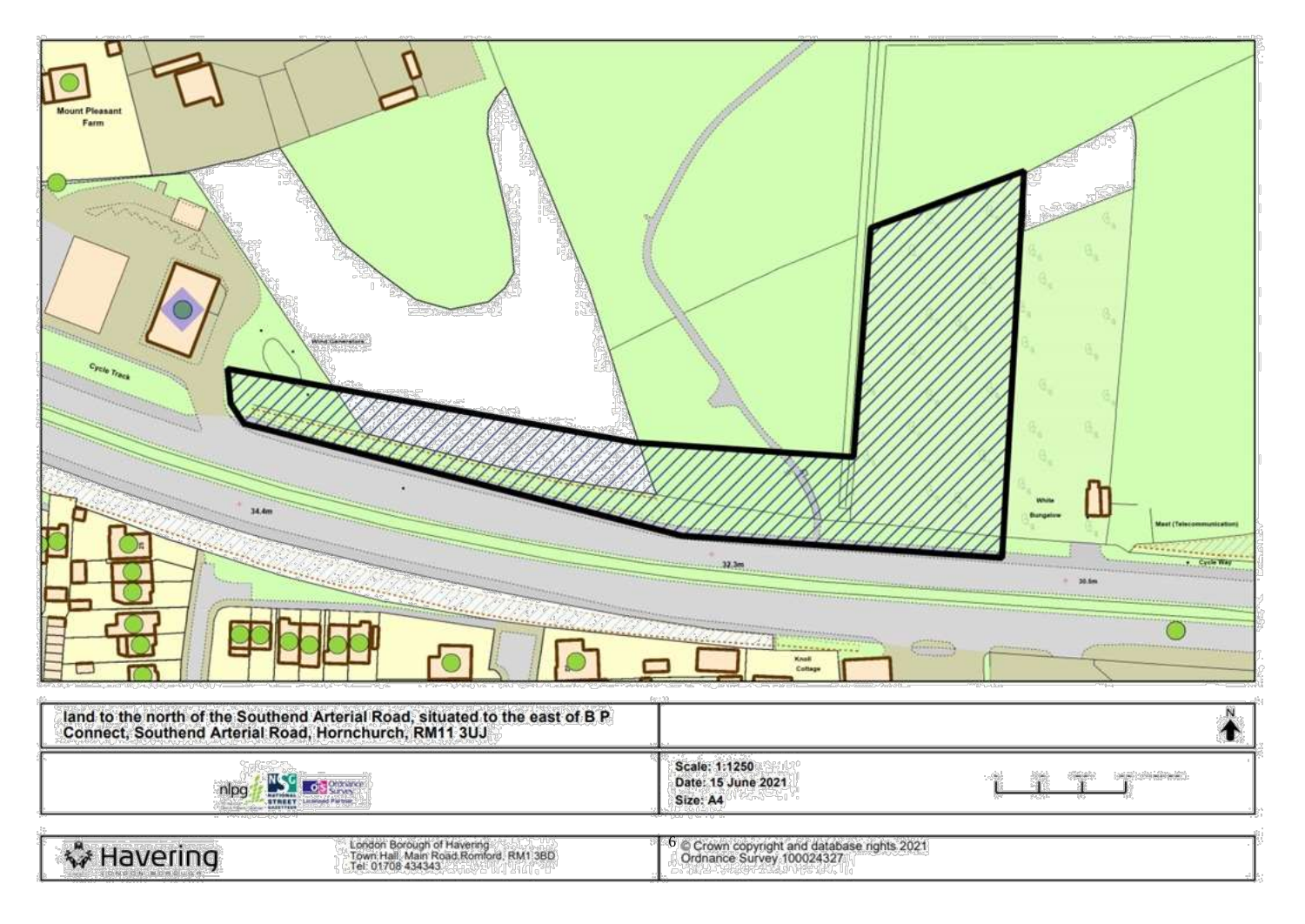Mount Pleasant Farm

Cycle Track

34.4m

32.3m

30.5m

White Bungalow

Mast (Telecommunication)

Cycle Way

Knoll Cottage

land to the north of the Southend Arterial Road, situated to the east of B P Connect, Southend Arterial Road, Hornchurch, RM11 3UJ

N

Scale: 1:1250
Date: 15 June 2021
Size: A4

Havering
LONDON BOROUGH

London Borough of Havering
Town Hall, Main Road, Romford, RM1 3BD
Tel: 01708 434343

© Crown copyright and database rights 2021
Ordnance Survey 100024327